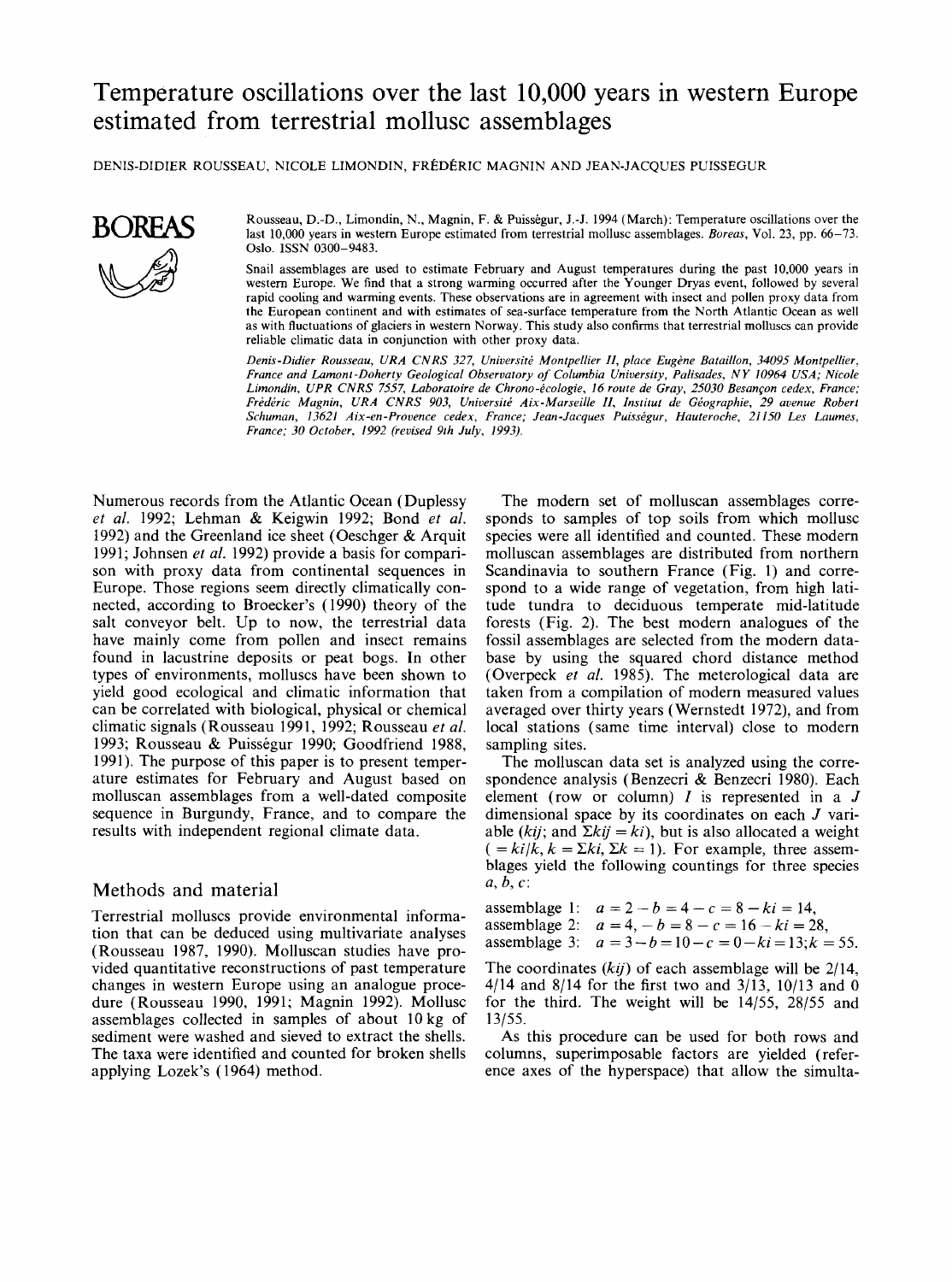# Temperature oscillations over the last 10,000 years in western Europe estimated from terrestrial mollusc assemblages

DENIS-DIDIER ROUSSEAU, NICOLE LIMONDIN, FRÉDÉRIC MAGNIN AND JEAN-JACQUES PUISSEGUR

Rousseau, D.-D., Limondin, N., Magnin, F. & Puisségur, J.-J. 1994 (March): Temperature oscillations over the last 10,000 years in western Europe estimated from terrestrial mollusc assemblages. *Boreas*, Vol. 23, pp. 66–73. Oslo. ISSN 0300–9483.

Snail assemblages are used to estimate February and August temperatures during the past 10,000 years in western Europe. We find that a strong warming occurred after the Younger Dryas event, followed by several rapid cooling and warming events. These observations are in agreement with insect and pollen proxy data from the European continent and with estimates of sea-surface temperature from the North Atlantic Ocean as well as with fluctuations of glaciers in western Norway. This study also confirms that terrestrial molluscs can provide reliable climatic data in conjunction with other proxy data.

*Denis-Didier Rousseau, URA CNRS 327, Université Montpellier II, place Eugène Bataillon, 34095 Montpellier, France and Lamont-Doherty Geological Observatory of Columbia University, Palisades, NY 10964 USA; Nicole Limondin, UPR CNRS 7557, Laboratoire de Chrono-écologie, 16 route de Gray, 25030 Besançon cedex, France; Frédéric Magnin, URA CNRS 903, Université Aix-Marseille II, Institut de Géographie, 29 avenue Robert Schuman, 13621 Aix-en-Provence cedex, France; Jean-Jacques Puisségur, Hauteroche, 21150 Les Laumes, France; 30 October, 1992 (revised 9th July, 1993).*

Numerous records from the Atlantic Ocean (Duplessy *et al.* 1992; Lehman & Keigwin 1992; Bond *et al.* 1992) and the Greenland ice sheet (Oeschger & Arquit 1991; Johnsen *et al.* 1992) provide a basis for comparison with proxy data from continental sequences in Europe. Those regions seem directly climatically connected, according to Broecker's (1990) theory of the salt conveyor belt. Up to now, the terrestrial data have mainly come from pollen and insect remains found in lacustrine deposits or peat bogs. In other types of environments, molluscs have been shown to yield good ecological and climatic information that can be correlated with biological, physical or chemical climatic signals (Rousseau 1991, 1992; Rousseau *et al.* 1993; Rousseau & Puisségur 1990; Goodfriend 1988, 1991). The purpose of this paper is to present temperature estimates for February and August based on molluscan assemblages from a well-dated composite sequence in Burgundy, France, and to compare the results with independent regional climate data.

## Methods and material

Terrestrial molluscs provide environmental information that can be deduced using multivariate analyses (Rousseau 1987, 1990). Molluscan studies have provided quantitative reconstructions of past temperature changes in western Europe using an analogue procedure (Rousseau 1990, 1991; Magnin 1992). Mollusc assemblages collected in samples of about 10 kg of sediment were washed and sieved to extract the shells. The taxa were identified and counted for broken shells applying Lozek's (1964) method.

The modern set of molluscan assemblages corresponds to samples of top soils from which mollusc species were all identified and counted. These modern molluscan assemblages are distributed from northern Scandinavia to southern France (Fig. 1) and correspond to a wide range of vegetation, from high latitude tundra to deciduous temperate mid-latitude forests (Fig. 2). The best modern analogues of the fossil assemblages are selected from the modern database by using the squared chord distance method (Overpeck *et al.* 1985). The meterological data are taken from a compilation of modern measured values averaged over thirty years (Wernstedt 1972), and from local stations (same time interval) close to modern sampling sites.

The molluscan data set is analyzed using the correspondence analysis (Benzecri & Benzecri 1980). Each element (row or column) $I$ is represented in a $J$ dimensional space by its coordinates on each $J$ variable ($kij$; and $\Sigma kij = ki$), but is also allocated a weight ($= ki/k$, $k = \Sigma ki$, $\Sigma k = 1$). For example, three assemblages yield the following countings for three species $a$, $b$, $c$:

assemblage 1: $a = 2 - b = 4 - c = 8 - ki = 14$,
assemblage 2: $a = 4, - b = 8 - c = 16 - ki = 28$,
assemblage 3: $a = 3 - b = 10 - c = 0 - ki = 13; k = 55$.

The coordinates ($kij$) of each assemblage will be 2/14, 4/14 and 8/14 for the first two and 3/13, 10/13 and 0 for the third. The weight will be 14/55, 28/55 and 13/55.

As this procedure can be used for both rows and columns, superimposable factors are yielded (reference axes of the hyperspace) that allow the simulta-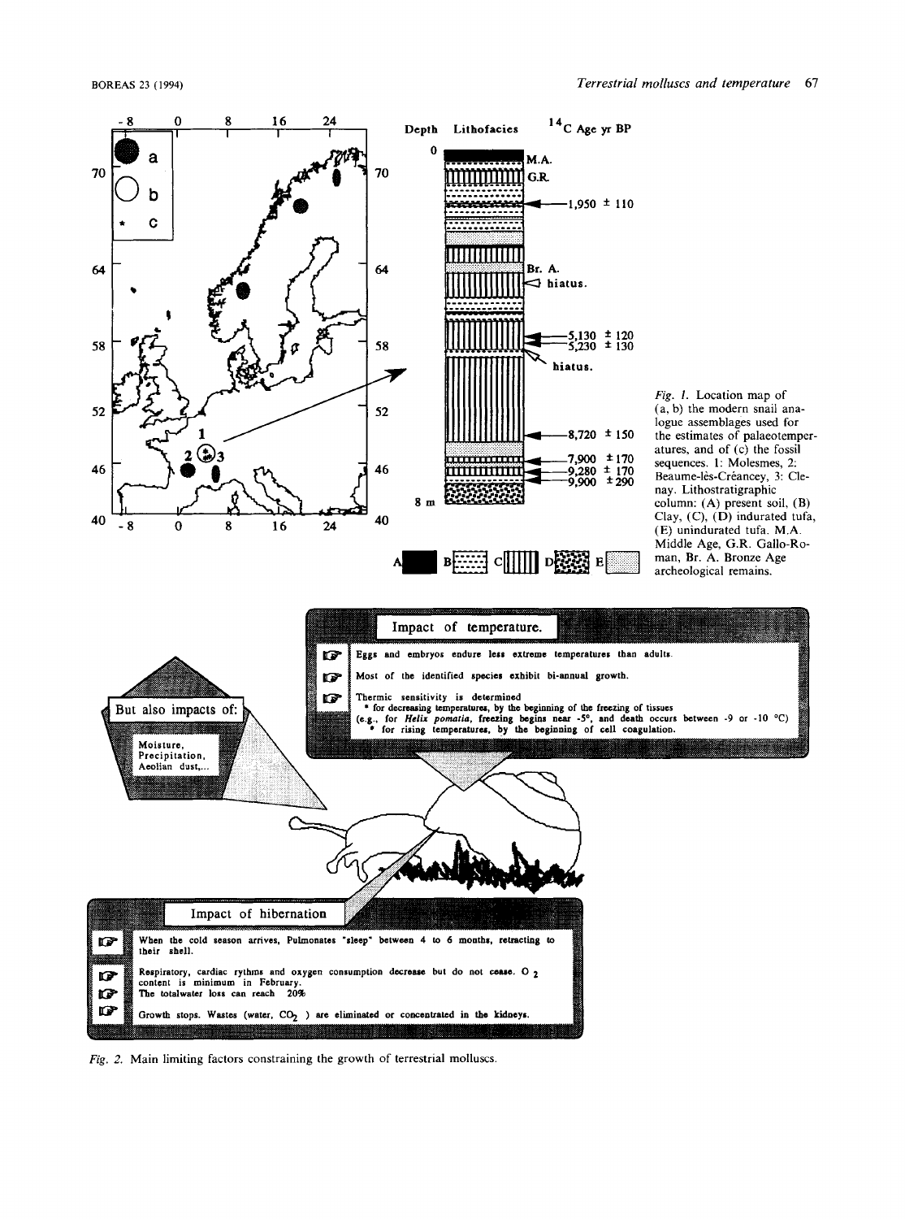*Fig. 1.* Location map of (a, b) the modern snail analogue assemblages used for the estimates of palaeotemperatures, and of (c) the fossil sequences. 1: Molesmes, 2: Beaume-lès-Créancey, 3: Clenay. Lithostratigraphic column: (A) present soil, (B) Clay, (C), (D) indurated tufa, (E) unindurated tufa. M.A. Middle Age, G.R. Gallo-Roman, Br. A. Bronze Age archeological remains.

## Impact of temperature.

- Eggs and embryos endure less extreme temperatures than adults.
- Most of the identified species exhibit bi-annual growth.
- Thermic sensitivity is determined
  - for decreasing temperatures, by the beginning of the freezing of tissues (e.g., for *Helix pomatia*, freezing begins near -5°, and death occurs between -9 or -10 °C)
  - for rising temperatures, by the beginning of cell coagulation.

## But also impacts of:

Moisture, Precipitation, Aeolian dust,...

## Impact of hibernation

- When the cold season arrives, Pulmonates "sleep" between 4 to 6 months, retracting to their shell.
- Respiratory, cardiac rythms and oxygen consumption decrease but do not cease. $O_2$ content is minimum in February.
- The totalwater loss can reach 20%
- Growth stops. Wastes (water, $CO_2$ ) are eliminated or concentrated in the kidneys.

*Fig. 2.* Main limiting factors constraining the growth of terrestrial molluscs.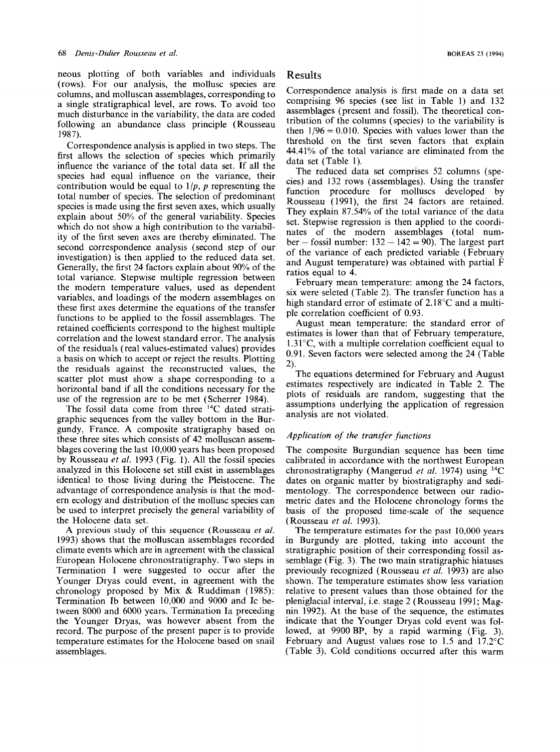neous plotting of both variables and individuals (rows). For our analysis, the mollusc species are columns, and molluscan assemblages, corresponding to a single stratigraphical level, are rows. To avoid too much disturbance in the variability, the data are coded following an abundance class principle (Rousseau 1987).

Correspondence analysis is applied in two steps. The first allows the selection of species which primarily influence the variance of the total data set. If all the species had equal influence on the variance, their contribution would be equal to $1/p$, $p$ representing the total number of species. The selection of predominant species is made using the first seven axes, which usually explain about 50% of the general variability. Species which do not show a high contribution to the variability of the first seven axes are thereby eliminated. The second correspondence analysis (second step of our investigation) is then applied to the reduced data set. Generally, the first 24 factors explain about 90% of the total variance. Stepwise multiple regression between the modern temperature values, used as dependent variables, and loadings of the modern assemblages on these first axes determine the equations of the transfer functions to be applied to the fossil assemblages. The retained coefficients correspond to the highest multiple correlation and the lowest standard error. The analysis of the residuals (real values-estimated values) provides a basis on which to accept or reject the results. Plotting the residuals against the reconstructed values, the scatter plot must show a shape corresponding to a horizontal band if all the conditions necessary for the use of the regression are to be met (Scherrer 1984).

The fossil data come from three $^{14}C$ dated stratigraphic sequences from the valley bottom in the Burgundy, France. A composite stratigraphy based on these three sites which consists of 42 molluscan assemblages covering the last 10,000 years has been proposed by Rousseau *et al.* 1993 (Fig. 1). All the fossil species analyzed in this Holocene set still exist in assemblages identical to those living during the Pleistocene. The advantage of correspondence analysis is that the modern ecology and distribution of the mollusc species can be used to interpret precisely the general variability of the Holocene data set.

A previous study of this sequence (Rousseau *et al.* 1993) shows that the molluscan assemblages recorded climate events which are in agreement with the classical European Holocene chronostratigraphy. Two steps in Termination I were suggested to occur after the Younger Dryas could event, in agreement with the chronology proposed by Mix & Ruddiman (1985): Termination Ib between 10,000 and 9000 and Ic between 8000 and 6000 years. Termination Ia preceding the Younger Dryas, was however absent from the record. The purpose of the present paper is to provide temperature estimates for the Holocene based on snail assemblages.

## Results

Correspondence analysis is first made on a data set comprising 96 species (see list in Table 1) and 132 assemblages (present and fossil). The theoretical contribution of the columns (species) to the variability is then $1/96 = 0.010$. Species with values lower than the threshold on the first seven factors that explain 44.41% of the total variance are eliminated from the data set (Table 1).

The reduced data set comprises 52 columns (species) and 132 rows (assemblages). Using the transfer function procedure for molluscs developed by Rousseau (1991), the first 24 factors are retained. They explain 87.54% of the total variance of the data set. Stepwise regression is then applied to the coordinates of the modern assemblages (total number – fossil number: $132 - 142 = 90$). The largest part of the variance of each predicted variable (February and August temperature) was obtained with partial F ratios equal to 4.

February mean temperature: among the 24 factors, six were seleted (Table 2). The transfer function has a high standard error of estimate of 2.18°C and a multiple correlation coefficient of 0.93.

August mean temperature: the standard error of estimates is lower than that of February temperature, 1.31°C, with a multiple correlation coefficient equal to 0.91. Seven factors were selected among the 24 (Table 2).

The equations determined for February and August estimates respectively are indicated in Table 2. The plots of residuals are random, suggesting that the assumptions underlying the application of regression analysis are not violated.

### *Application of the transfer functions*

The composite Burgundian sequence has been time calibrated in accordance with the northwest European chronostratigraphy (Mangerud *et al.* 1974) using $^{14}C$ dates on organic matter by biostratigraphy and sedimentology. The correspondence between our radiometric dates and the Holocene chronology forms the basis of the proposed time-scale of the sequence (Rousseau *et al.* 1993).

The temperature estimates for the past 10,000 years in Burgundy are plotted, taking into account the stratigraphic position of their corresponding fossil assemblage (Fig. 3). The two main stratigraphic hiatuses previously recognized (Rousseau *et al.* 1993) are also shown. The temperature estimates show less variation relative to present values than those obtained for the pleniglacial interval, i.e. stage 2 (Rousseau 1991; Magnin 1992). At the base of the sequence, the estimates indicate that the Younger Dryas cold event was followed, at 9900 BP, by a rapid warming (Fig. 3). February and August values rose to 1.5 and 17.2°C (Table 3). Cold conditions occurred after this warm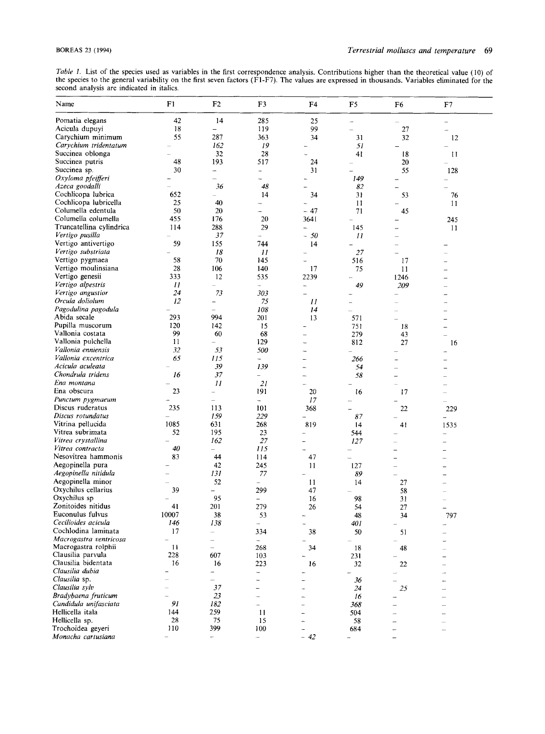*Table 1*. List of the species used as variables in the first correspondence analysis. Contributions higher than the theoretical value (10) of the species to the general variability on the first seven factors (F1-F7). The values are expressed in thousands. Variables eliminated for the second analysis are indicated in italics.

| Name | F1 | F2 | F3 | F4 | F5 | F6 | F7 |
|---|---|---|---|---|---|---|---|
| Pomatia elegans | 42 | 14 | 285 | 25 | – | – | – |
| Acicula dupuyi | 18 | – | 119 | 99 | – | 27 | – |
| Carychium minimum | 55 | 287 | 363 | 34 | 31 | 32 | 12 |
| *Carychium tridentatum* | – | *162* | *19* | – | *51* | – | – |
| Succinea oblonga | – | 32 | 28 | – | 41 | 18 | 11 |
| Succinea putris | 48 | 193 | 517 | 24 | – | 20 | – |
| Succinea sp. | 30 | – | – | 31 | – | 55 | 128 |
| *Oxyloma pfeifferi* | – | – | – | – | *149* | – | – |
| *Azeca goodalli* | – | *36* | *48* | – | *82* | – | – |
| Cochlicopa lubrica | 652 | – | 14 | 34 | 31 | 53 | 76 |
| Cochlicopa lubricella | 25 | 40 | – | – | 11 | – | 11 |
| Columella edentula | 50 | 20 | – | – 47 | 71 | 45 | |
| Columella columella | 455 | 176 | 20 | 3641 | – | – | 245 |
| Truncatellina cylindrica | 114 | 288 | 29 | – | 145 | – | 11 |
| *Vertigo pusilla* | – | *37* | – | *– 50* | *11* | – | |
| Vertigo antivertigo | 59 | 155 | 744 | 14 | – | – | – |
| *Vertigo substriata* | – | *18* | *11* | – | *27* | – | – |
| Vertigo pygmaea | 58 | 70 | 145 | – | 516 | 17 | – |
| Vertigo moulinsiana | 28 | 106 | 140 | 17 | 75 | 11 | – |
| Vertigo genesii | 333 | 12 | 535 | 2239 | – | 1246 | – |
| *Vertigo alpestris* | *11* | – | – | – | *49* | *209* | – |
| *Vertigo angustior* | *24* | *73* | *303* | – | – | – | – |
| *Orcula doliolum* | *12* | – | *75* | *11* | – | – | – |
| *Pagodulina pagodula* | – | – | *108* | *14* | – | – | – |
| Abida secale | 293 | 994 | 201 | 13 | 571 | – | – |
| Pupilla muscorum | 120 | 142 | 15 | – | 751 | 18 | – |
| Vallonia costata | 99 | 60 | 68 | – | 279 | 43 | – |
| Vallonia pulchella | 11 | – | 129 | – | 812 | 27 | 16 |
| *Vallonia enniensis* | *32* | *53* | *500* | – | – | – | – |
| *Vallonia excentrica* | *65* | *115* | – | – | *266* | – | – |
| *Acicula aculeata* | – | *39* | *139* | – | *54* | – | – |
| *Chondrula tridens* | *16* | *37* | – | – | *58* | – | – |
| *Ena montana* | – | *11* | *21* | – | – | – | – |
| Ena obscura | 23 | – | 191 | 20 | 16 | 17 | – |
| *Punctum pygmaeum* | – | – | – | *17* | – | – | |
| Discus ruderatus | 235 | 113 | 101 | 368 | – | 22 | 229 |
| *Discus rotundatus* | – | *159* | *229* | – | *87* | – | – |
| Vitrina pellucida | 1085 | 631 | 268 | 819 | 14 | 41 | 1535 |
| Vitrea subrimata | 52 | 195 | 23 | – | 544 | – | – |
| *Vitrea crystallina* | – | *162* | *27* | – | *127* | – | – |
| *Vitrea contracta* | *40* | – | *115* | – | – | – | – |
| Nesovitrea hammonis | 83 | 44 | 114 | 47 | – | – | – |
| Aegopinella pura | – | 42 | 245 | 11 | 127 | – | – |
| *Aegopinella nitidula* | – | *131* | *77* | – | *89* | – | – |
| Aegopinella minor | – | 52 | – | 11 | 14 | 27 | – |
| Oxychilus cellarius | 39 | – | 299 | 47 | – | 58 | – |
| Oxychilus sp | – | 95 | – | 16 | 98 | 31 | – |
| Zonitoides nitidus | 41 | 201 | 279 | 26 | 54 | 27 | – |
| Euconulus fulvus | 10007 | 38 | 53 | – | 48 | 34 | 797 |
| *Cecilioides acicula* | *146* | *138* | – | – | *401* | – | – |
| Cochlodina laminata | 17 | – | 334 | 38 | 50 | 51 | – |
| *Macrogastra ventricosa* | – | – | – | – | – | – | – |
| Macrogastra rolphii | 11 | – | 268 | 34 | 18 | 48 | – |
| Clausilia parvula | 228 | 607 | 103 | – | 231 | – | – |
| Clausilia bidentata | 16 | 16 | 223 | 16 | 32 | 22 | – |
| *Clausilia dubia* | – | – | – | – | – | – | – |
| *Clausilia* sp. | – | – | – | – | *36* | – | – |
| *Clausilia sylv* | – | *37* | – | – | *24* | *25* | – |
| *Bradybaena fruticum* | – | *23* | – | – | *16* | – | – |
| *Candidula unifasciata* | *91* | *182* | – | – | *368* | – | – |
| Hellicella itala | 144 | 259 | 11 | – | 504 | – | – |
| Hellicella sp. | 28 | 75 | 15 | – | 58 | – | – |
| Trochoidea geyeri | 110 | 399 | 100 | – | 684 | – | – |
| *Monacha cartusiana* | – | – | – | *– 42* | – | – | |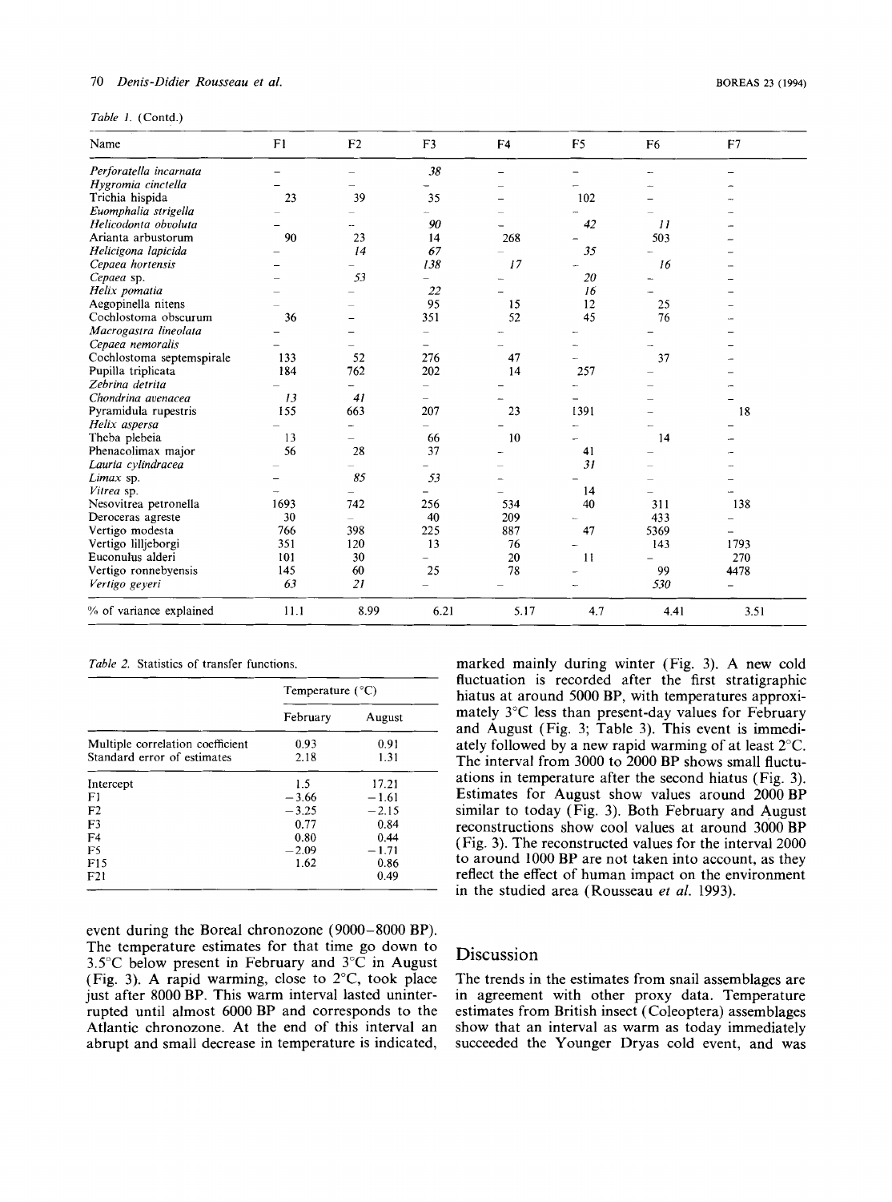*Table 1.* (Contd.)

| Name | F1 | F2 | F3 | F4 | F5 | F6 | F7 |
|---|---|---|---|---|---|---|---|
| *Perforatella incarnata* | – | – | *38* | – | – | – | – |
| *Hygromia cinctella* | – | – | – | – | – | – | – |
| Trichia hispida | 23 | 39 | 35 | – | 102 | – | – |
| *Euomphalia strigella* | – | – | – | – | – | – | – |
| *Helicodonta obvoluta* | – | – | *90* | – | *42* | *11* | – |
| Arianta arbustorum | 90 | 23 | 14 | 268 | – | 503 | – |
| *Helicigona lapicida* | – | *14* | *67* | – | *35* | – | – |
| *Cepaea hortensis* | – | – | *138* | *17* | – | *16* | – |
| *Cepaea* sp. | – | *53* | – | – | *20* | – | – |
| *Helix pomatia* | – | – | *22* | – | *16* | – | – |
| Aegopinella nitens | – | – | 95 | 15 | 12 | 25 | – |
| Cochlostoma obscurum | 36 | – | 351 | 52 | 45 | 76 | – |
| *Macrogastra lineolata* | – | – | – | – | – | – | – |
| *Cepaea nemoralis* | – | – | – | – | – | – | – |
| Cochlostoma septemspirale | 133 | 52 | 276 | 47 | – | 37 | – |
| Pupilla triplicata | 184 | 762 | 202 | 14 | 257 | – | – |
| *Zebrina detrita* | – | – | – | – | – | – | – |
| *Chondrina avenacea* | *13* | *41* | – | – | – | – | – |
| Pyramidula rupestris | 155 | 663 | 207 | 23 | 1391 | – | 18 |
| *Helix aspersa* | – | – | – | – | – | – | – |
| Theba plebeia | 13 | – | 66 | 10 | – | 14 | – |
| Phenacolimax major | 56 | 28 | 37 | – | 41 | – | – |
| *Lauria cylindracea* | – | – | – | – | *31* | – | – |
| *Limax* sp. | – | *85* | *53* | – | – | – | – |
| *Vitrea* sp. | – | – | – | – | 14 | – | – |
| Nesovitrea petronella | 1693 | 742 | 256 | 534 | 40 | 311 | 138 |
| Deroceras agreste | 30 | – | 40 | 209 | – | 433 | – |
| Vertigo modesta | 766 | 398 | 225 | 887 | 47 | 5369 | – |
| Vertigo lilljeborgi | 351 | 120 | 13 | 76 | – | 143 | 1793 |
| Euconulus alderi | 101 | 30 | – | 20 | 11 | – | 270 |
| Vertigo ronnebyensis | 145 | 60 | 25 | 78 | – | 99 | 4478 |
| *Vertigo geyeri* | *63* | *21* | – | – | – | *530* | – |
| % of variance explained | 11.1 | 8.99 | 6.21 | 5.17 | 4.7 | 4.41 | 3.51 |

*Table 2.* Statistics of transfer functions.

| | Temperature (°C) | |
|---|---|---|
| | February | August |
| Multiple correlation coefficient | 0.93 | 0.91 |
| Standard error of estimates | 2.18 | 1.31 |
| Intercept | 1.5 | 17.21 |
| F1 | −3.66 | −1.61 |
| F2 | −3.25 | −2.15 |
| F3 | 0.77 | 0.84 |
| F4 | 0.80 | 0.44 |
| F5 | −2.09 | −1.71 |
| F15 | 1.62 | 0.86 |
| F21 | | 0.49 |

event during the Boreal chronozone (9000–8000 BP). The temperature estimates for that time go down to 3.5°C below present in February and 3°C in August (Fig. 3). A rapid warming, close to 2°C, took place just after 8000 BP. This warm interval lasted uninterrupted until almost 6000 BP and corresponds to the Atlantic chronozone. At the end of this interval an abrupt and small decrease in temperature is indicated, marked mainly during winter (Fig. 3). A new cold fluctuation is recorded after the first stratigraphic hiatus at around 5000 BP, with temperatures approximately 3°C less than present-day values for February and August (Fig. 3; Table 3). This event is immediately followed by a new rapid warming of at least 2°C. The interval from 3000 to 2000 BP shows small fluctuations in temperature after the second hiatus (Fig. 3). Estimates for August show values around 2000 BP similar to today (Fig. 3). Both February and August reconstructions show cool values at around 3000 BP (Fig. 3). The reconstructed values for the interval 2000 to around 1000 BP are not taken into account, as they reflect the effect of human impact on the environment in the studied area (Rousseau *et al.* 1993).

## Discussion

The trends in the estimates from snail assemblages are in agreement with other proxy data. Temperature estimates from British insect (Coleoptera) assemblages show that an interval as warm as today immediately succeeded the Younger Dryas cold event, and was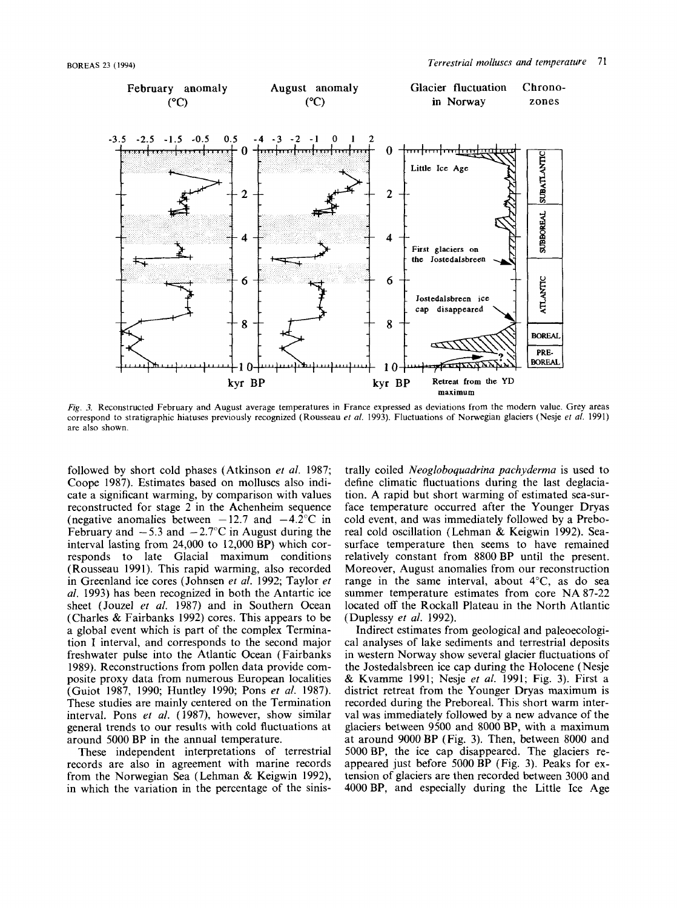Fig. 3. Reconstructed February and August average temperatures in France expressed as deviations from the modern value. Grey areas correspond to stratigraphic hiatuses previously recognized (Rousseau *et al.* 1993). Fluctuations of Norwegian glaciers (Nesje *et al.* 1991) are also shown.

followed by short cold phases (Atkinson *et al.* 1987; Coope 1987). Estimates based on molluscs also indicate a significant warming, by comparison with values reconstructed for stage 2 in the Achenheim sequence (negative anomalies between −12.7 and −4.2°C in February and −5.3 and −2.7°C in August during the interval lasting from 24,000 to 12,000 BP) which corresponds to late Glacial maximum conditions (Rousseau 1991). This rapid warming, also recorded in Greenland ice cores (Johnsen *et al.* 1992; Taylor *et al.* 1993) has been recognized in both the Antartic ice sheet (Jouzel *et al.* 1987) and in Southern Ocean (Charles & Fairbanks 1992) cores. This appears to be a global event which is part of the complex Termination I interval, and corresponds to the second major freshwater pulse into the Atlantic Ocean (Fairbanks 1989). Reconstructions from pollen data provide composite proxy data from numerous European localities (Guiot 1987, 1990; Huntley 1990; Pons *et al.* 1987). These studies are mainly centered on the Termination interval. Pons *et al.* (1987), however, show similar general trends to our results with cold fluctuations at around 5000 BP in the annual temperature.

These independent interpretations of terrestrial records are also in agreement with marine records from the Norwegian Sea (Lehman & Keigwin 1992), in which the variation in the percentage of the sinistrally coiled *Neogloboquadrina pachyderma* is used to define climatic fluctuations during the last deglaciation. A rapid but short warming of estimated sea-surface temperature occurred after the Younger Dryas cold event, and was immediately followed by a Preboreal cold oscillation (Lehman & Keigwin 1992). Sea-surface temperature then seems to have remained relatively constant from 8800 BP until the present. Moreover, August anomalies from our reconstruction range in the same interval, about 4°C, as do sea summer temperature estimates from core NA 87-22 located off the Rockall Plateau in the North Atlantic (Duplessy *et al.* 1992).

Indirect estimates from geological and paleoecological analyses of lake sediments and terrestrial deposits in western Norway show several glacier fluctuations of the Jostedalsbreen ice cap during the Holocene (Nesje & Kvamme 1991; Nesje *et al.* 1991; Fig. 3). First a district retreat from the Younger Dryas maximum is recorded during the Preboreal. This short warm interval was immediately followed by a new advance of the glaciers between 9500 and 8000 BP, with a maximum at around 9000 BP (Fig. 3). Then, between 8000 and 5000 BP, the ice cap disappeared. The glaciers reappeared just before 5000 BP (Fig. 3). Peaks for extension of glaciers are then recorded between 3000 and 4000 BP, and especially during the Little Ice Age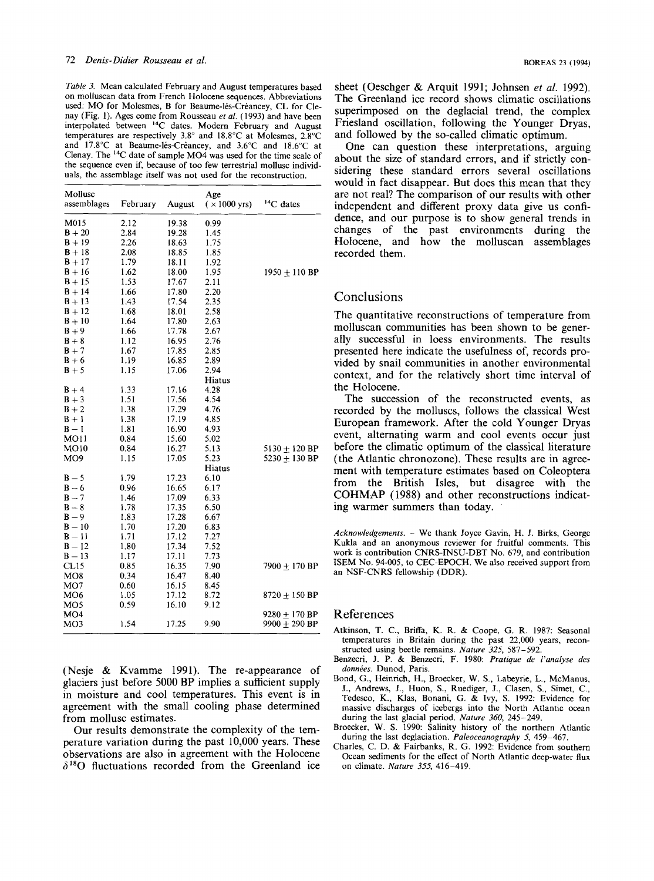*Table 3.* Mean calculated February and August temperatures based on molluscan data from French Holocene sequences. Abbreviations used: MO for Molesmes, B for Beaume-lès-Créancey, CL for Clenay (Fig. 1). Ages come from Rousseau *et al.* (1993) and have been interpolated between $^{14}C$ dates. Modern February and August temperatures are respectively 3.8° and 18.8°C at Molesmes, 2.8°C and 17.8°C at Beaume-lès-Créancey, and 3.6°C and 18.6°C at Clenay. The $^{14}C$ date of sample MO4 was used for the time scale of the sequence even if, because of too few terrestrial mollusc individuals, the assemblage itself was not used for the reconstruction.

| Mollusc assemblages | February | August | Age (× 1000 yrs) | $^{14}C$ dates |
|---|---|---|---|---|
| MO15 | 2.12 | 19.38 | 0.99 | |
| B + 20 | 2.84 | 19.28 | 1.45 | |
| B + 19 | 2.26 | 18.63 | 1.75 | |
| B + 18 | 2.08 | 18.85 | 1.85 | |
| B + 17 | 1.79 | 18.11 | 1.92 | |
| B + 16 | 1.62 | 18.00 | 1.95 | 1950 ± 110 BP |
| B + 15 | 1.53 | 17.67 | 2.11 | |
| B + 14 | 1.66 | 17.80 | 2.20 | |
| B + 13 | 1.43 | 17.54 | 2.35 | |
| B + 12 | 1.68 | 18.01 | 2.58 | |
| B + 10 | 1.64 | 17.80 | 2.63 | |
| B + 9 | 1.66 | 17.78 | 2.67 | |
| B + 8 | 1.12 | 16.95 | 2.76 | |
| B + 7 | 1.67 | 17.85 | 2.85 | |
| B + 6 | 1.19 | 16.85 | 2.89 | |
| B + 5 | 1.15 | 17.06 | 2.94 | |
| | | | Hiatus | |
| B + 4 | 1.33 | 17.16 | 4.28 | |
| B + 3 | 1.51 | 17.56 | 4.54 | |
| B + 2 | 1.38 | 17.29 | 4.76 | |
| B + 1 | 1.38 | 17.19 | 4.85 | |
| B − 1 | 1.81 | 16.90 | 4.93 | |
| MO11 | 0.84 | 15.60 | 5.02 | |
| MO10 | 0.84 | 16.27 | 5.13 | 5130 ± 120 BP |
| MO9 | 1.15 | 17.05 | 5.23 | 5230 ± 130 BP |
| | | | Hiatus | |
| B − 5 | 1.79 | 17.23 | 6.10 | |
| B − 6 | 0.96 | 16.65 | 6.17 | |
| B − 7 | 1.46 | 17.09 | 6.33 | |
| B − 8 | 1.78 | 17.35 | 6.50 | |
| B − 9 | 1.83 | 17.28 | 6.67 | |
| B − 10 | 1.70 | 17.20 | 6.83 | |
| B − 11 | 1.71 | 17.12 | 7.27 | |
| B − 12 | 1.80 | 17.34 | 7.52 | |
| B − 13 | 1.17 | 17.11 | 7.73 | |
| CL15 | 0.85 | 16.35 | 7.90 | 7900 ± 170 BP |
| MO8 | 0.34 | 16.47 | 8.40 | |
| MO7 | 0.60 | 16.15 | 8.45 | |
| MO6 | 1.05 | 17.12 | 8.72 | 8720 ± 150 BP |
| MO5 | 0.59 | 16.10 | 9.12 | |
| MO4 | | | | 9280 ± 170 BP |
| MO3 | 1.54 | 17.25 | 9.90 | 9900 ± 290 BP |

(Nesje & Kvamme 1991). The re-appearance of glaciers just before 5000 BP implies a sufficient supply in moisture and cool temperatures. This event is in agreement with the small cooling phase determined from mollusc estimates.

Our results demonstrate the complexity of the temperature variation during the past 10,000 years. These observations are also in agreement with the Holocene $\delta^{18}O$ fluctuations recorded from the Greenland ice sheet (Oeschger & Arquit 1991; Johnsen *et al.* 1992). The Greenland ice record shows climatic oscillations superimposed on the deglacial trend, the complex Friesland oscillation, following the Younger Dryas, and followed by the so-called climatic optimum.

One can question these interpretations, arguing about the size of standard errors, and if strictly considering these standard errors several oscillations would in fact disappear. But does this mean that they are not real? The comparison of our results with other independent and different proxy data give us confidence, and our purpose is to show general trends in changes of the past environments during the Holocene, and how the molluscan assemblages recorded them.

## Conclusions

The quantitative reconstructions of temperature from molluscan communities has been shown to be generally successful in loess environments. The results presented here indicate the usefulness of, records provided by snail communities in another environmental context, and for the relatively short time interval of the Holocene.

The succession of the reconstructed events, as recorded by the molluscs, follows the classical West European framework. After the cold Younger Dryas event, alternating warm and cool events occur just before the climatic optimum of the classical literature (the Atlantic chronozone). These results are in agreement with temperature estimates based on Coleoptera from the British Isles, but disagree with the COHMAP (1988) and other reconstructions indicating warmer summers than today.

*Acknowledgements.* – We thank Joyce Gavin, H. J. Birks, George Kukla and an anonymous reviewer for fruitful comments. This work is contribution CNRS-INSU-DBT No. 679, and contribution ISEM No. 94-005, to CEC-EPOCH. We also received support from an NSF-CNRS fellowship (DDR).

## References

Atkinson, T. C., Briffa, K. R. & Coope, G. R. 1987: Seasonal temperatures in Britain during the past 22,000 years, reconstructed using beetle remains. *Nature 325*, 587–592.

Benzecri, J. P. & Benzecri, F. 1980: *Pratique de l'analyse des données*. Dunod, Paris.

Bond, G., Heinrich, H., Broecker, W. S., Labeyrie, L., McManus, J., Andrews, J., Huon, S., Ruediger, J., Clasen, S., Simet, C., Tedesco, K., Klas, Bonani, G. & Ivy, S. 1992: Evidence for massive discharges of icebergs into the North Atlantic ocean during the last glacial period. *Nature 360*, 245–249.

Broecker, W. S. 1990: Salinity history of the northern Atlantic during the last deglaciation. *Paleoceanography 5*, 459–467.

Charles, C. D. & Fairbanks, R. G. 1992: Evidence from southern Ocean sediments for the effect of North Atlantic deep-water flux on climate. *Nature 355*, 416–419.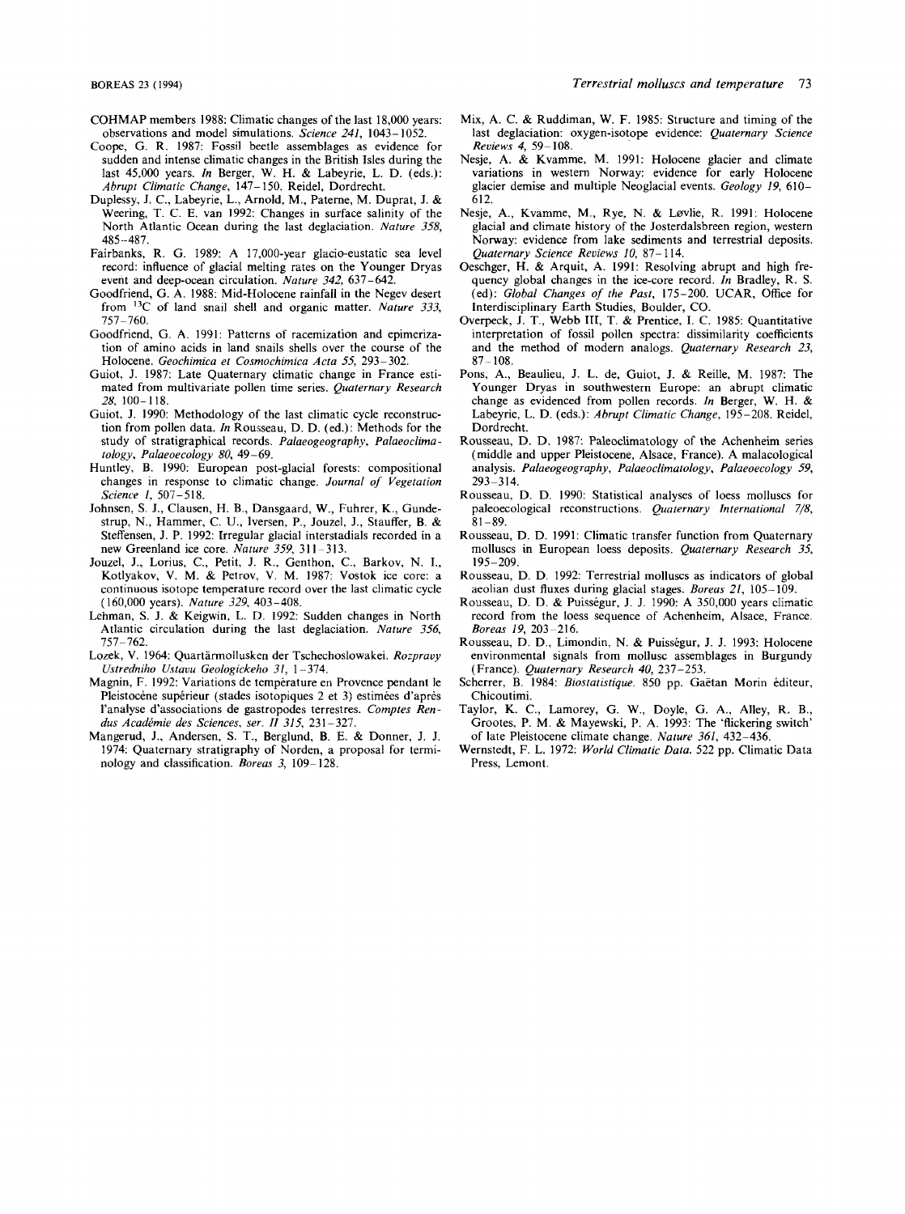COHMAP members 1988: Climatic changes of the last 18,000 years: observations and model simulations. *Science 241*, 1043–1052.

Coope, G. R. 1987: Fossil beetle assemblages as evidence for sudden and intense climatic changes in the British Isles during the last 45,000 years. *In* Berger, W. H. & Labeyrie, L. D. (eds.): *Abrupt Climatic Change*, 147–150. Reidel, Dordrecht.

Duplessy, J. C., Labeyrie, L., Arnold, M., Paterne, M. Duprat, J. & Weering, T. C. E. van 1992: Changes in surface salinity of the North Atlantic Ocean during the last deglaciation. *Nature 358*, 485–487.

Fairbanks, R. G. 1989: A 17,000-year glacio-eustatic sea level record: influence of glacial melting rates on the Younger Dryas event and deep-ocean circulation. *Nature 342*, 637–642.

Goodfriend, G. A. 1988: Mid-Holocene rainfall in the Negev desert from $^{13}C$ of land snail shell and organic matter. *Nature 333*, 757–760.

Goodfriend, G. A. 1991: Patterns of racemization and epimerization of amino acids in land snails shells over the course of the Holocene. *Geochimica et Cosmochimica Acta 55*, 293–302.

Guiot, J. 1987: Late Quaternary climatic change in France estimated from multivariate pollen time series. *Quaternary Research 28*, 100–118.

Guiot, J. 1990: Methodology of the last climatic cycle reconstruction from pollen data. *In* Rousseau, D. D. (ed.): Methods for the study of stratigraphical records. *Palaeogeography, Palaeoclimatology, Palaeoecology 80*, 49–69.

Huntley, B. 1990: European post-glacial forests: compositional changes in response to climatic change. *Journal of Vegetation Science 1*, 507–518.

Johnsen, S. J., Clausen, H. B., Dansgaard, W., Fuhrer, K., Gundestrup, N., Hammer, C. U., Iversen, P., Jouzel, J., Stauffer, B. & Steffensen, J. P. 1992: Irregular glacial interstadials recorded in a new Greenland ice core. *Nature 359*, 311–313.

Jouzel, J., Lorius, C., Petit, J. R., Genthon, C., Barkov, N. I., Kotlyakov, V. M. & Petrov, V. M. 1987: Vostok ice core: a continuous isotope temperature record over the last climatic cycle (160,000 years). *Nature 329*, 403–408.

Lehman, S. J. & Keigwin, L. D. 1992: Sudden changes in North Atlantic circulation during the last deglaciation. *Nature 356*, 757–762.

Lozek, V. 1964: Quartärmollusken der Tschechoslowakei. *Rozpravy Ustredniho Ustavu Geologickeho 31*, 1–374.

Magnin, F. 1992: Variations de température en Provence pendant le Pleistocène supérieur (stades isotopiques 2 et 3) estimées d'après l'analyse d'associations de gastropodes terrestres. *Comptes Rendus Académie des Sciences, ser. II 315*, 231–327.

Mangerud, J., Andersen, S. T., Berglund, B. E. & Donner, J. J. 1974: Quaternary stratigraphy of Norden, a proposal for terminology and classification. *Boreas 3*, 109–128.

Mix, A. C. & Ruddiman, W. F. 1985: Structure and timing of the last deglaciation: oxygen-isotope evidence: *Quaternary Science Reviews 4*, 59–108.

Nesje, A. & Kvamme, M. 1991: Holocene glacier and climate variations in western Norway: evidence for early Holocene glacier demise and multiple Neoglacial events. *Geology 19*, 610–612.

Nesje, A., Kvamme, M., Rye, N. & Løvlie, R. 1991: Holocene glacial and climate history of the Josterdalsbreen region, western Norway: evidence from lake sediments and terrestrial deposits. *Quaternary Science Reviews 10*, 87–114.

Oeschger, H. & Arquit, A. 1991: Resolving abrupt and high frequency global changes in the ice-core record. *In* Bradley, R. S. (ed): *Global Changes of the Past*, 175–200. UCAR, Office for Interdisciplinary Earth Studies, Boulder, CO.

Overpeck, J. T., Webb III, T. & Prentice, I. C. 1985: Quantitative interpretation of fossil pollen spectra: dissimilarity coefficients and the method of modern analogs. *Quaternary Research 23*, 87–108.

Pons, A., Beaulieu, J. L. de, Guiot, J. & Reille, M. 1987: The Younger Dryas in southwestern Europe: an abrupt climatic change as evidenced from pollen records. *In* Berger, W. H. & Labeyrie, L. D. (eds.): *Abrupt Climatic Change*, 195–208. Reidel, Dordrecht.

Rousseau, D. D. 1987: Paleoclimatology of the Achenheim series (middle and upper Pleistocene, Alsace, France). A malacological analysis. *Palaeogeography, Palaeoclimatology, Palaeoecology 59*, 293–314.

Rousseau, D. D. 1990: Statistical analyses of loess molluscs for paleoecological reconstructions. *Quaternary International 7/8*, 81–89.

Rousseau, D. D. 1991: Climatic transfer function from Quaternary molluscs in European loess deposits. *Quaternary Research 35*, 195–209.

Rousseau, D. D. 1992: Terrestrial molluscs as indicators of global aeolian dust fluxes during glacial stages. *Boreas 21*, 105–109.

Rousseau, D. D. & Puisségur, J. J. 1990: A 350,000 years climatic record from the loess sequence of Achenheim, Alsace, France. *Boreas 19*, 203–216.

Rousseau, D. D., Limondin, N. & Puisségur, J. J. 1993: Holocene environmental signals from mollusc assemblages in Burgundy (France). *Quaternary Research 40*, 237–253.

Scherrer, B. 1984: *Biostatistique*. 850 pp. Gaëtan Morin éditeur, Chicoutimi.

Taylor, K. C., Lamorey, G. W., Doyle, G. A., Alley, R. B., Grootes, P. M. & Mayewski, P. A. 1993: The 'flickering switch' of late Pleistocene climate change. *Nature 361*, 432–436.

Wernstedt, F. L. 1972: *World Climatic Data*. 522 pp. Climatic Data Press, Lemont.